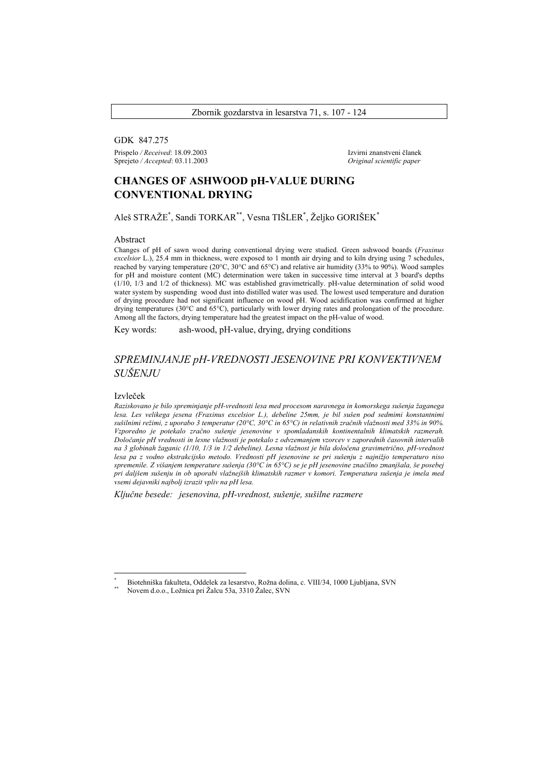GDK 847.275

Prispelo / *Received*: 18.09.2003
Sprejeto / *Accepted*: 03.11.2003

Izvirni znanstveni članek
*Original scientific paper*

# CHANGES OF ASHWOOD pH-VALUE DURING CONVENTIONAL DRYING

Aleš STRAŽE[*], Sandi TORKAR[**], Vesna TIŠLER[*], Željko GORIŠEK[*]

## Abstract

Changes of pH of sawn wood during conventional drying were studied. Green ashwood boards (*Fraxinus excelsior* L.), 25.4 mm in thickness, were exposed to 1 month air drying and to kiln drying using 7 schedules, reached by varying temperature (20°C, 30°C and 65°C) and relative air humidity (33% to 90%). Wood samples for pH and moisture content (MC) determination were taken in successive time interval at 3 board's depths (1/10, 1/3 and 1/2 of thickness). MC was established gravimetrically. pH-value determination of solid wood water system by suspending wood dust into distilled water was used. The lowest used temperature and duration of drying procedure had not significant influence on wood pH. Wood acidification was confirmed at higher drying temperatures (30°C and 65°C), particularly with lower drying rates and prolongation of the procedure. Among all the factors, drying temperature had the greatest impact on the pH-value of wood.

Key words: ash-wood, pH-value, drying, drying conditions

## *SPREMINJANJE pH-VREDNOSTI JESENOVINE PRI KONVEKTIVNEM SUŠENJU*

## Izvleček

*Raziskovano je bilo spreminjanje pH-vrednosti lesa med procesom naravnega in komorskega sušenja žaganega lesa. Les velikega jesena (Fraxinus excelsior L.), debeline 25mm, je bil sušen pod sedmimi konstantnimi sušilnimi režimi, z uporabo 3 temperatur (20°C, 30°C in 65°C) in relativnih zračnih vlažnosti med 33% in 90%. Vzporedno je potekalo zračno sušenje jesenovine v spomladanskih kontinentalnih klimatskih razmerah. Določanje pH vrednosti in lesne vlažnosti je potekalo z odvzemanjem vzorcev v zaporednih časovnih intervalih na 3 globinah žaganic (1/10, 1/3 in 1/2 debeline). Lesna vlažnost je bila določena gravimetrično, pH-vrednost lesa pa z vodno ekstrakcijsko metodo. Vrednosti pH jesenovine se pri sušenju z najnižjo temperaturo niso spremenile. Z višanjem temperature sušenja (30°C in 65°C) se je pH jesenovine značilno zmanjšala, še posebej pri daljšem sušenju in ob uporabi vlažnejših klimatskih razmer v komori. Temperatura sušenja je imela med vsemi dejavniki najbolj izrazit vpliv na pH lesa.*

*Ključne besede: jesenovina, pH-vrednost, sušenje, sušilne razmere*

[*] Biotehniška fakulteta, Oddelek za lesarstvo, Rožna dolina, c. VIII/34, 1000 Ljubljana, SVN
[**] Novem d.o.o., Ložnica pri Žalcu 53a, 3310 Žalec, SVN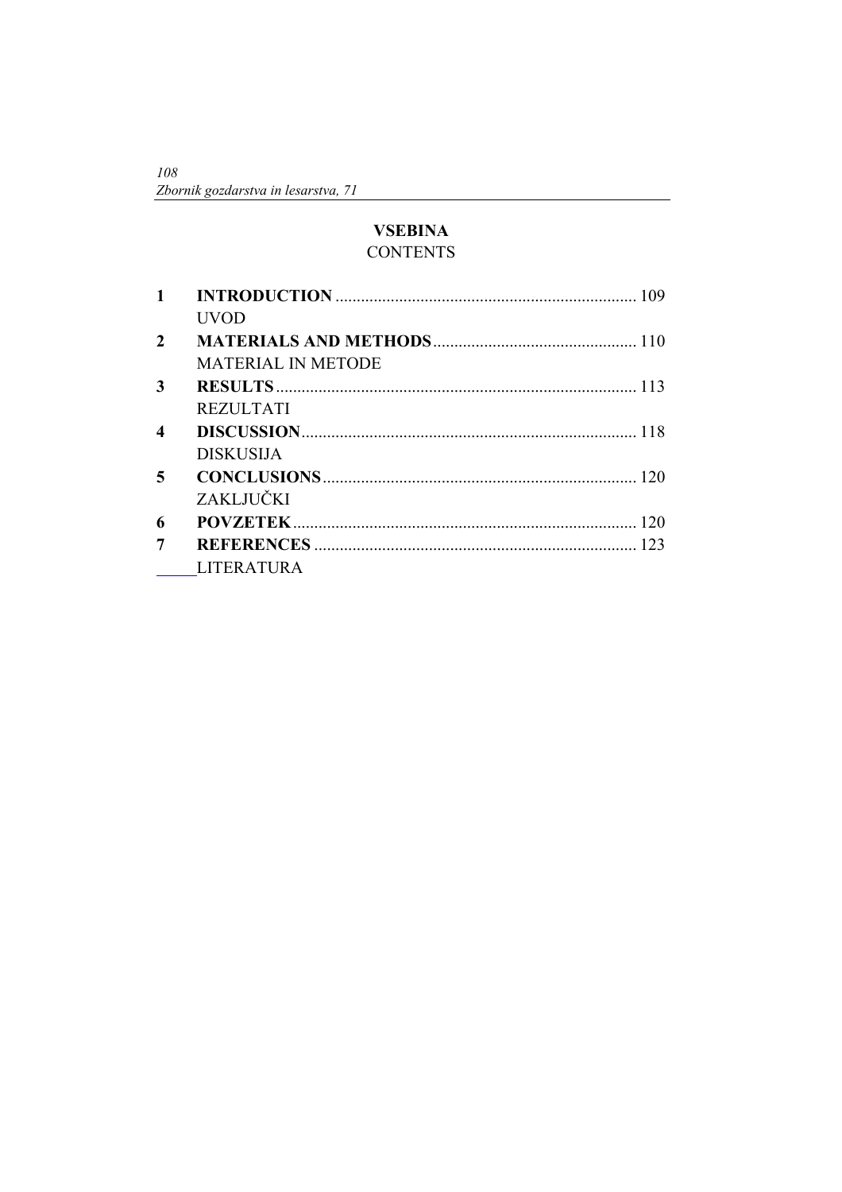# VSEBINA
## CONTENTS

| | | |
|---|---|---|
| 1 | **INTRODUCTION** | 109 |
| | UVOD | |
| 2 | **MATERIALS AND METHODS** | 110 |
| | MATERIAL IN METODE | |
| 3 | **RESULTS** | 113 |
| | REZULTATI | |
| 4 | **DISCUSSION** | 118 |
| | DISKUSIJA | |
| 5 | **CONCLUSIONS** | 120 |
| | ZAKLJUČKI | |
| 6 | **POVZETEK** | 120 |
| 7 | **REFERENCES** | 123 |
| | LITERATURA | |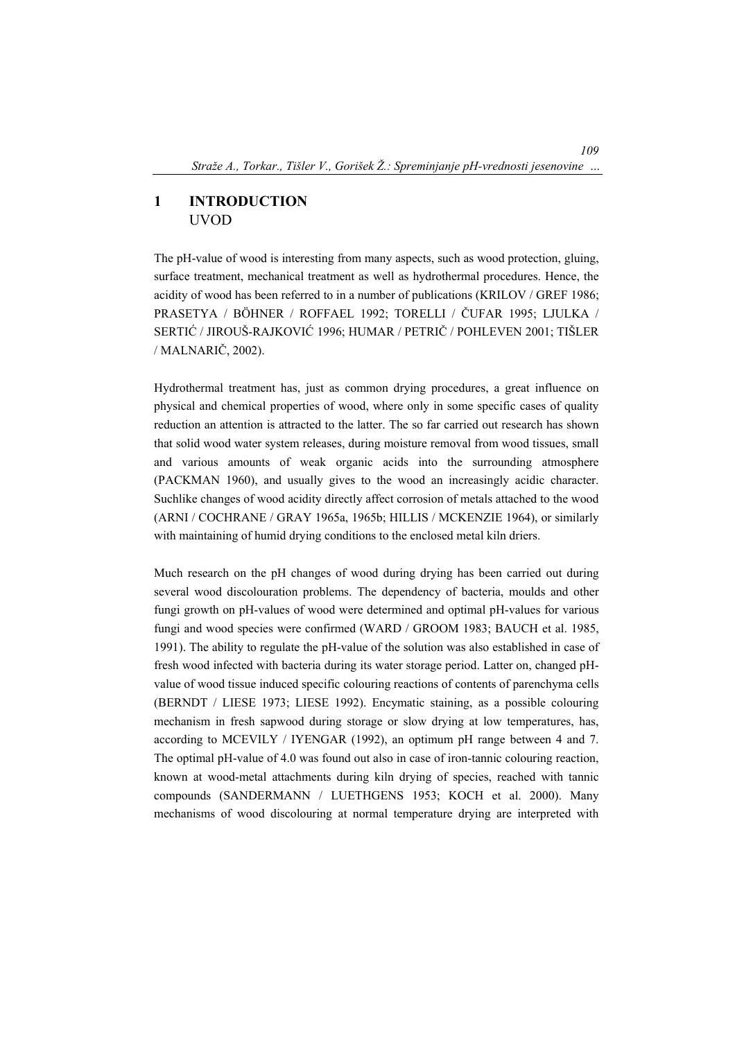# 1 INTRODUCTION
UVOD

The pH-value of wood is interesting from many aspects, such as wood protection, gluing, surface treatment, mechanical treatment as well as hydrothermal procedures. Hence, the acidity of wood has been referred to in a number of publications (KRILOV / GREF 1986; PRASETYA / BÖHNER / ROFFAEL 1992; TORELLI / ČUFAR 1995; LJULKA / SERTIĆ / JIROUŠ-RAJKOVIĆ 1996; HUMAR / PETRIČ / POHLEVEN 2001; TIŠLER / MALNARIČ, 2002).

Hydrothermal treatment has, just as common drying procedures, a great influence on physical and chemical properties of wood, where only in some specific cases of quality reduction an attention is attracted to the latter. The so far carried out research has shown that solid wood water system releases, during moisture removal from wood tissues, small and various amounts of weak organic acids into the surrounding atmosphere (PACKMAN 1960), and usually gives to the wood an increasingly acidic character. Suchlike changes of wood acidity directly affect corrosion of metals attached to the wood (ARNI / COCHRANE / GRAY 1965a, 1965b; HILLIS / MCKENZIE 1964), or similarly with maintaining of humid drying conditions to the enclosed metal kiln driers.

Much research on the pH changes of wood during drying has been carried out during several wood discolouration problems. The dependency of bacteria, moulds and other fungi growth on pH-values of wood were determined and optimal pH-values for various fungi and wood species were confirmed (WARD / GROOM 1983; BAUCH et al. 1985, 1991). The ability to regulate the pH-value of the solution was also established in case of fresh wood infected with bacteria during its water storage period. Latter on, changed pH-value of wood tissue induced specific colouring reactions of contents of parenchyma cells (BERNDT / LIESE 1973; LIESE 1992). Encymatic staining, as a possible colouring mechanism in fresh sapwood during storage or slow drying at low temperatures, has, according to MCEVILY / IYENGAR (1992), an optimum pH range between 4 and 7. The optimal pH-value of 4.0 was found out also in case of iron-tannic colouring reaction, known at wood-metal attachments during kiln drying of species, reached with tannic compounds (SANDERMANN / LUETHGENS 1953; KOCH et al. 2000). Many mechanisms of wood discolouring at normal temperature drying are interpreted with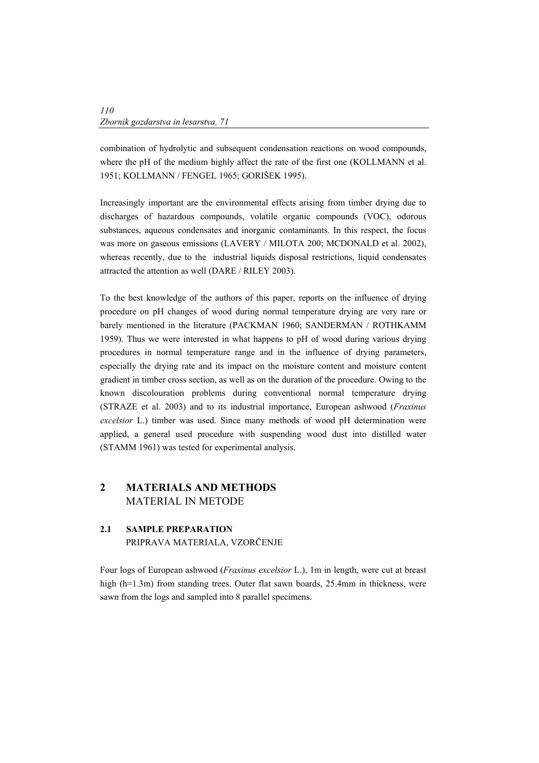combination of hydrolytic and subsequent condensation reactions on wood compounds, where the pH of the medium highly affect the rate of the first one (KOLLMANN et al. 1951; KOLLMANN / FENGEL 1965; GORIŠEK 1995).

Increasingly important are the environmental effects arising from timber drying due to discharges of hazardous compounds, volatile organic compounds (VOC), odorous substances, aqueous condensates and inorganic contaminants. In this respect, the focus was more on gaseous emissions (LAVERY / MILOTA 200; MCDONALD et al. 2002), whereas recently, due to the industrial liquids disposal restrictions, liquid condensates attracted the attention as well (DARE / RILEY 2003).

To the best knowledge of the authors of this paper, reports on the influence of drying procedure on pH changes of wood during normal temperature drying are very rare or barely mentioned in the literature (PACKMAN 1960; SANDERMAN / ROTHKAMM 1959). Thus we were interested in what happens to pH of wood during various drying procedures in normal temperature range and in the influence of drying parameters, especially the drying rate and its impact on the moisture content and moisture content gradient in timber cross section, as well as on the duration of the procedure. Owing to the known discolouration problems during conventional normal temperature drying (STRAZE et al. 2003) and to its industrial importance, European ashwood (*Fraxinus excelsior* L.) timber was used. Since many methods of wood pH determination were applied, a general used procedure with suspending wood dust into distilled water (STAMM 1961) was tested for experimental analysis.

## 2 MATERIALS AND METHODS
MATERIAL IN METODE

### 2.1 SAMPLE PREPARATION
PRIPRAVA MATERIALA, VZORČENJE

Four logs of European ashwood (*Fraxinus excelsior* L.), 1m in length, were cut at breast high (h=1.3m) from standing trees. Outer flat sawn boards, 25.4mm in thickness, were sawn from the logs and sampled into 8 parallel specimens.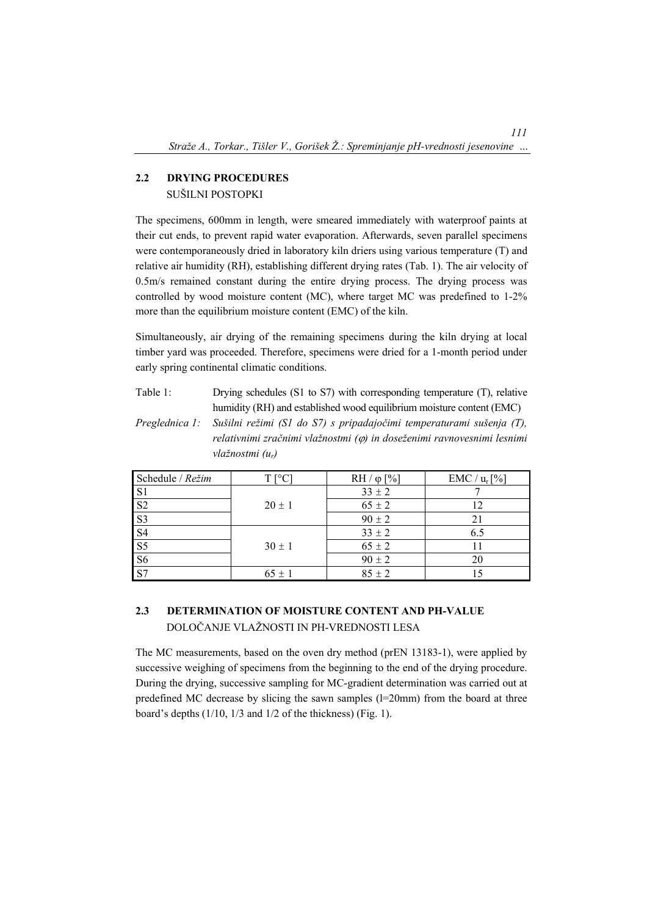## 2.2 DRYING PROCEDURES

SUŠILNI POSTOPKI

The specimens, 600mm in length, were smeared immediately with waterproof paints at their cut ends, to prevent rapid water evaporation. Afterwards, seven parallel specimens were contemporaneously dried in laboratory kiln driers using various temperature (T) and relative air humidity (RH), establishing different drying rates (Tab. 1). The air velocity of 0.5m/s remained constant during the entire drying process. The drying process was controlled by wood moisture content (MC), where target MC was predefined to 1-2% more than the equilibrium moisture content (EMC) of the kiln.

Simultaneously, air drying of the remaining specimens during the kiln drying at local timber yard was proceeded. Therefore, specimens were dried for a 1-month period under early spring continental climatic conditions.

Table 1: Drying schedules (S1 to S7) with corresponding temperature (T), relative humidity (RH) and established wood equilibrium moisture content (EMC)

*Preglednica 1: Sušilni režimi (S1 do S7) s pripadajočimi temperaturami sušenja (T), relativnimi zračnimi vlažnostmi (φ) in doseženimi ravnovesnimi lesnimi vlažnostmi ($u_r$)*

| Schedule / *Režim* | T [°C] | RH / φ [%] | EMC / $u_r$ [%] |
|---|---|---|---|
| S1 | 20 ± 1 | 33 ± 2 | 7 |
| S2 | | 65 ± 2 | 12 |
| S3 | | 90 ± 2 | 21 |
| S4 | 30 ± 1 | 33 ± 2 | 6.5 |
| S5 | | 65 ± 2 | 11 |
| S6 | | 90 ± 2 | 20 |
| S7 | 65 ± 1 | 85 ± 2 | 15 |

## 2.3 DETERMINATION OF MOISTURE CONTENT AND PH-VALUE

DOLOČANJE VLAŽNOSTI IN PH-VREDNOSTI LESA

The MC measurements, based on the oven dry method (prEN 13183-1), were applied by successive weighing of specimens from the beginning to the end of the drying procedure. During the drying, successive sampling for MC-gradient determination was carried out at predefined MC decrease by slicing the sawn samples (l=20mm) from the board at three board's depths (1/10, 1/3 and 1/2 of the thickness) (Fig. 1).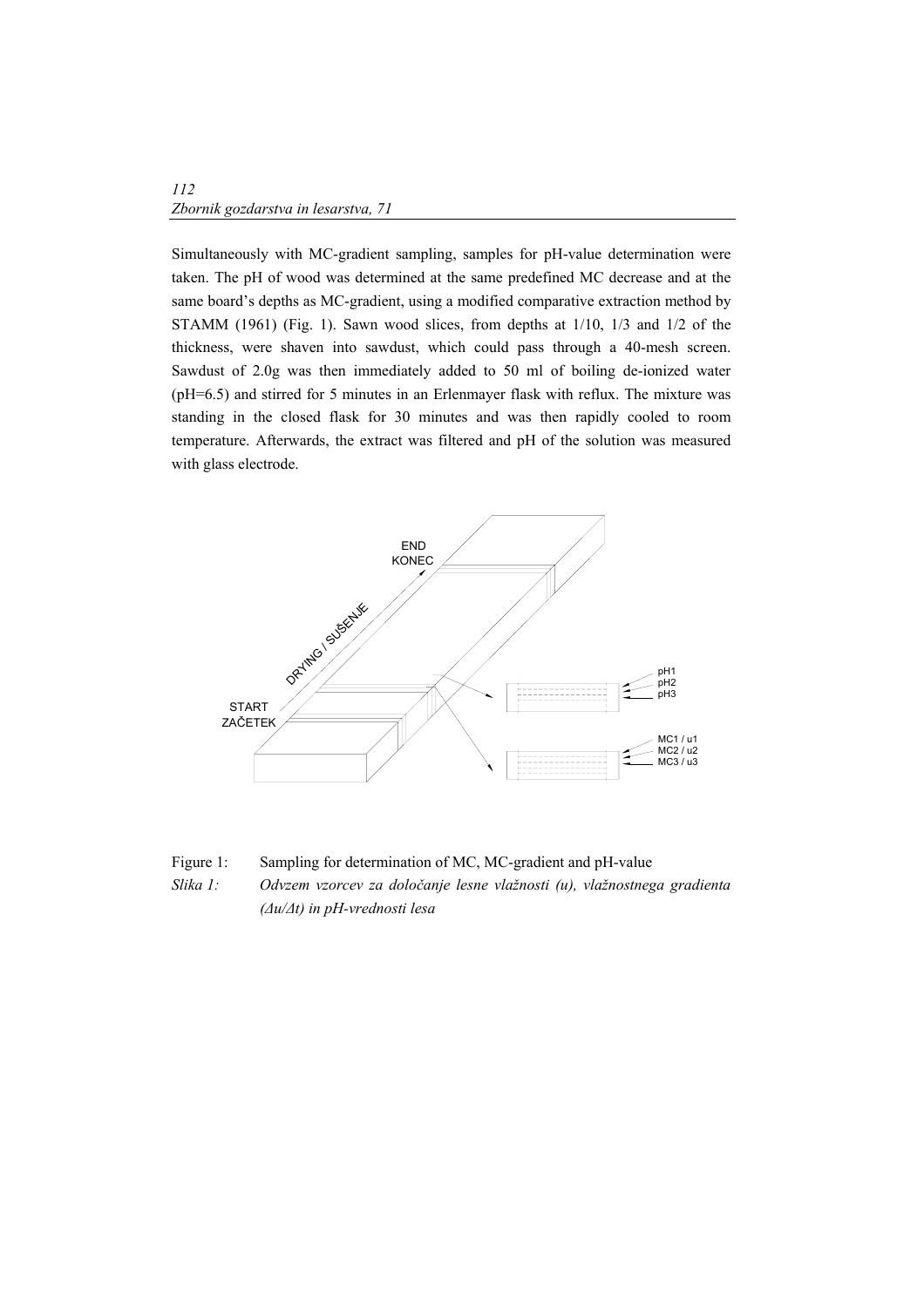Simultaneously with MC-gradient sampling, samples for pH-value determination were taken. The pH of wood was determined at the same predefined MC decrease and at the same board's depths as MC-gradient, using a modified comparative extraction method by STAMM (1961) (Fig. 1). Sawn wood slices, from depths at 1/10, 1/3 and 1/2 of the thickness, were shaven into sawdust, which could pass through a 40-mesh screen. Sawdust of 2.0g was then immediately added to 50 ml of boiling de-ionized water (pH=6.5) and stirred for 5 minutes in an Erlenmayer flask with reflux. The mixture was standing in the closed flask for 30 minutes and was then rapidly cooled to room temperature. Afterwards, the extract was filtered and pH of the solution was measured with glass electrode.

END
KONEC
DRYING / SUŠENJE
START
ZAČETEK
pH1
pH2
pH3
MC1 / u1
MC2 / u2
MC3 / u3

Figure 1: Sampling for determination of MC, MC-gradient and pH-value

*Slika 1: Odvzem vzorcev za določanje lesne vlažnosti (u), vlažnostnega gradienta (Δu/Δt) in pH-vrednosti lesa*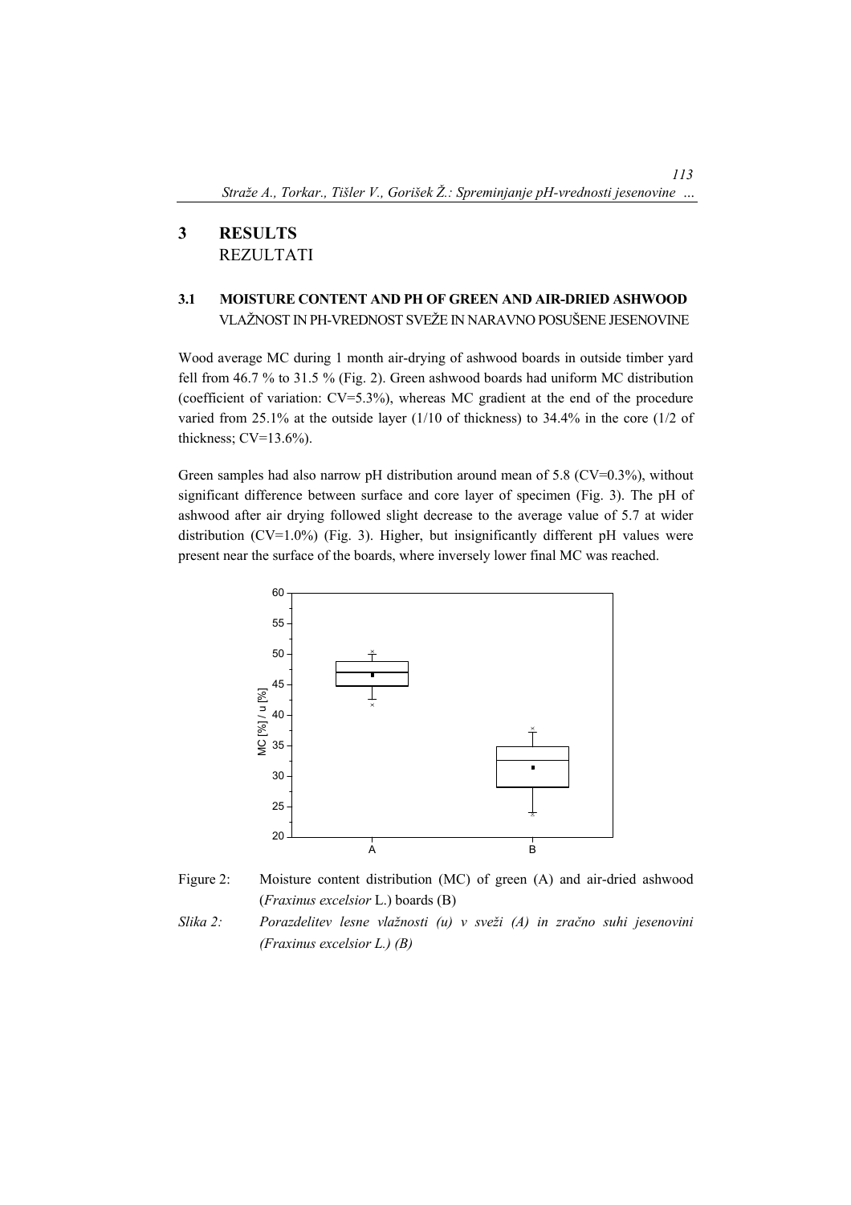# 3 RESULTS
REZULTATI

## 3.1 MOISTURE CONTENT AND PH OF GREEN AND AIR-DRIED ASHWOOD
VLAŽNOST IN PH-VREDNOST SVEŽE IN NARAVNO POSUŠENE JESENOVINE

Wood average MC during 1 month air-drying of ashwood boards in outside timber yard fell from 46.7 % to 31.5 % (Fig. 2). Green ashwood boards had uniform MC distribution (coefficient of variation: CV=5.3%), whereas MC gradient at the end of the procedure varied from 25.1% at the outside layer (1/10 of thickness) to 34.4% in the core (1/2 of thickness; CV=13.6%).

Green samples had also narrow pH distribution around mean of 5.8 (CV=0.3%), without significant difference between surface and core layer of specimen (Fig. 3). The pH of ashwood after air drying followed slight decrease to the average value of 5.7 at wider distribution (CV=1.0%) (Fig. 3). Higher, but insignificantly different pH values were present near the surface of the boards, where inversely lower final MC was reached.

MC [%] / u [%]
60
55
50
45
40
35
30
25
20
A
B

Figure 2: Moisture content distribution (MC) of green (A) and air-dried ashwood (*Fraxinus excelsior* L.) boards (B)

*Slika 2: Porazdelitev lesne vlažnosti (u) v sveži (A) in zračno suhi jesenovini (Fraxinus excelsior L.) (B)*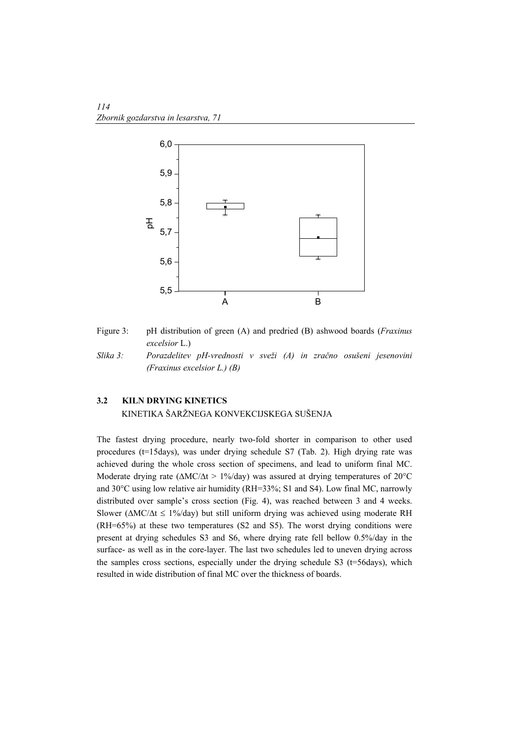6,0

5,9

5,8

5,7

5,6

5,5

pH

A

B

Figure 3: pH distribution of green (A) and predried (B) ashwood boards (*Fraxinus excelsior* L.)

*Slika 3: Porazdelitev pH-vrednosti v sveži (A) in zračno osušeni jesenovini (Fraxinus excelsior L.) (B)*

### 3.2 KILN DRYING KINETICS

KINETIKA ŠARŽNEGA KONVEKCIJSKEGA SUŠENJA

The fastest drying procedure, nearly two-fold shorter in comparison to other used procedures (t=15days), was under drying schedule S7 (Tab. 2). High drying rate was achieved during the whole cross section of specimens, and lead to uniform final MC. Moderate drying rate ($\Delta MC/\Delta t > 1\%$/day) was assured at drying temperatures of 20°C and 30°C using low relative air humidity (RH=33%; S1 and S4). Low final MC, narrowly distributed over sample's cross section (Fig. 4), was reached between 3 and 4 weeks. Slower ($\Delta MC/\Delta t \leq 1\%$/day) but still uniform drying was achieved using moderate RH (RH=65%) at these two temperatures (S2 and S5). The worst drying conditions were present at drying schedules S3 and S6, where drying rate fell bellow 0.5%/day in the surface- as well as in the core-layer. The last two schedules led to uneven drying across the samples cross sections, especially under the drying schedule S3 (t=56days), which resulted in wide distribution of final MC over the thickness of boards.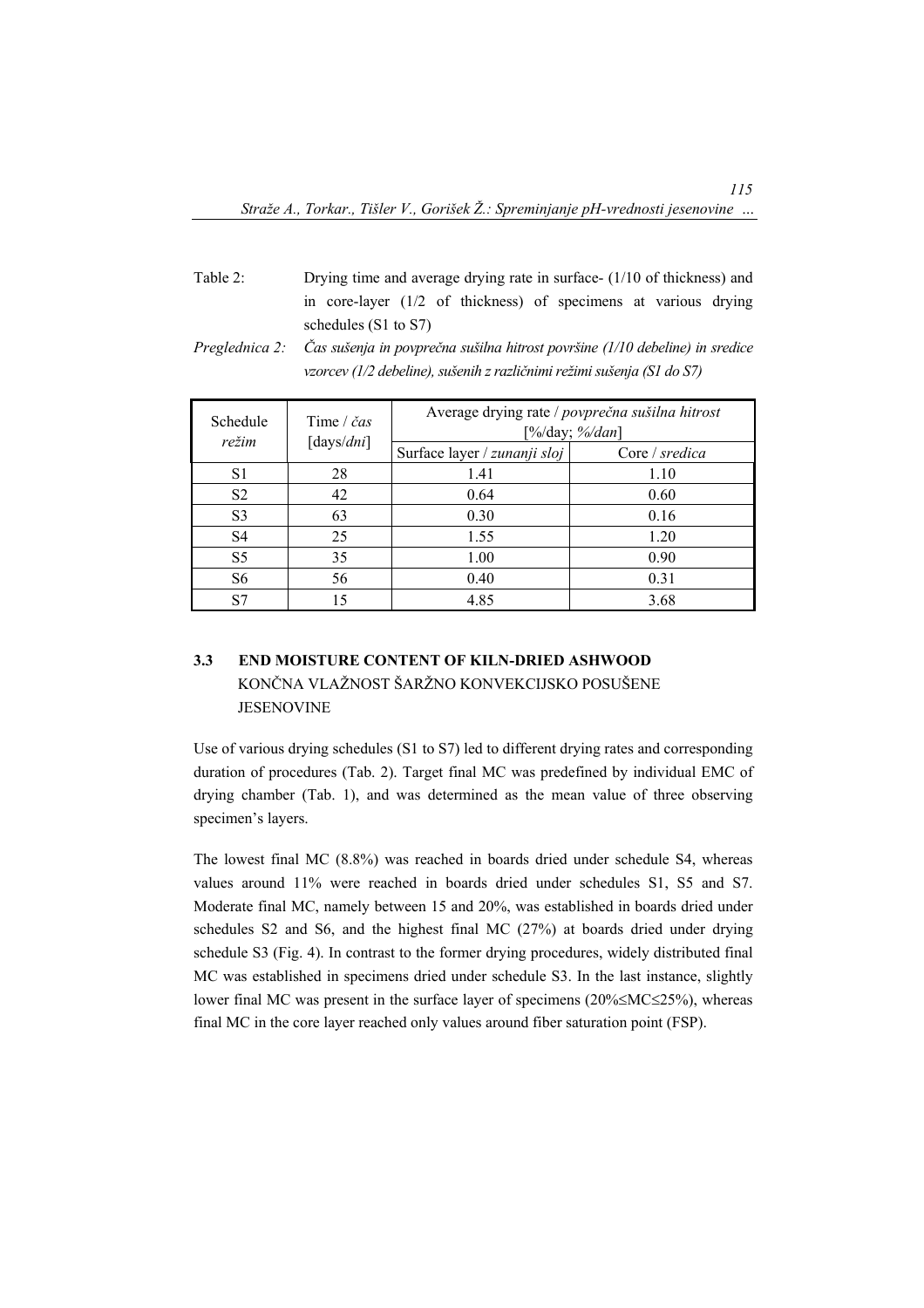Table 2: Drying time and average drying rate in surface- (1/10 of thickness) and in core-layer (1/2 of thickness) of specimens at various drying schedules (S1 to S7)

*Preglednica 2: Čas sušenja in povprečna sušilna hitrost površine (1/10 debeline) in sredice vzorcev (1/2 debeline), sušenih z različnimi režimi sušenja (S1 do S7)*

| Schedule *režim* | Time / *čas* [days/*dni*] | Average drying rate / *povprečna sušilna hitrost* [%/day; *%/dan*] | |
|---|---|---|---|
| | | Surface layer / *zunanji sloj* | Core / *sredica* |
| S1 | 28 | 1.41 | 1.10 |
| S2 | 42 | 0.64 | 0.60 |
| S3 | 63 | 0.30 | 0.16 |
| S4 | 25 | 1.55 | 1.20 |
| S5 | 35 | 1.00 | 0.90 |
| S6 | 56 | 0.40 | 0.31 |
| S7 | 15 | 4.85 | 3.68 |

### 3.3 END MOISTURE CONTENT OF KILN-DRIED ASHWOOD
KONČNA VLAŽNOST ŠARŽNO KONVEKCIJSKO POSUŠENE JESENOVINE

Use of various drying schedules (S1 to S7) led to different drying rates and corresponding duration of procedures (Tab. 2). Target final MC was predefined by individual EMC of drying chamber (Tab. 1), and was determined as the mean value of three observing specimen's layers.

The lowest final MC (8.8%) was reached in boards dried under schedule S4, whereas values around 11% were reached in boards dried under schedules S1, S5 and S7. Moderate final MC, namely between 15 and 20%, was established in boards dried under schedules S2 and S6, and the highest final MC (27%) at boards dried under drying schedule S3 (Fig. 4). In contrast to the former drying procedures, widely distributed final MC was established in specimens dried under schedule S3. In the last instance, slightly lower final MC was present in the surface layer of specimens (20%≤MC≤25%), whereas final MC in the core layer reached only values around fiber saturation point (FSP).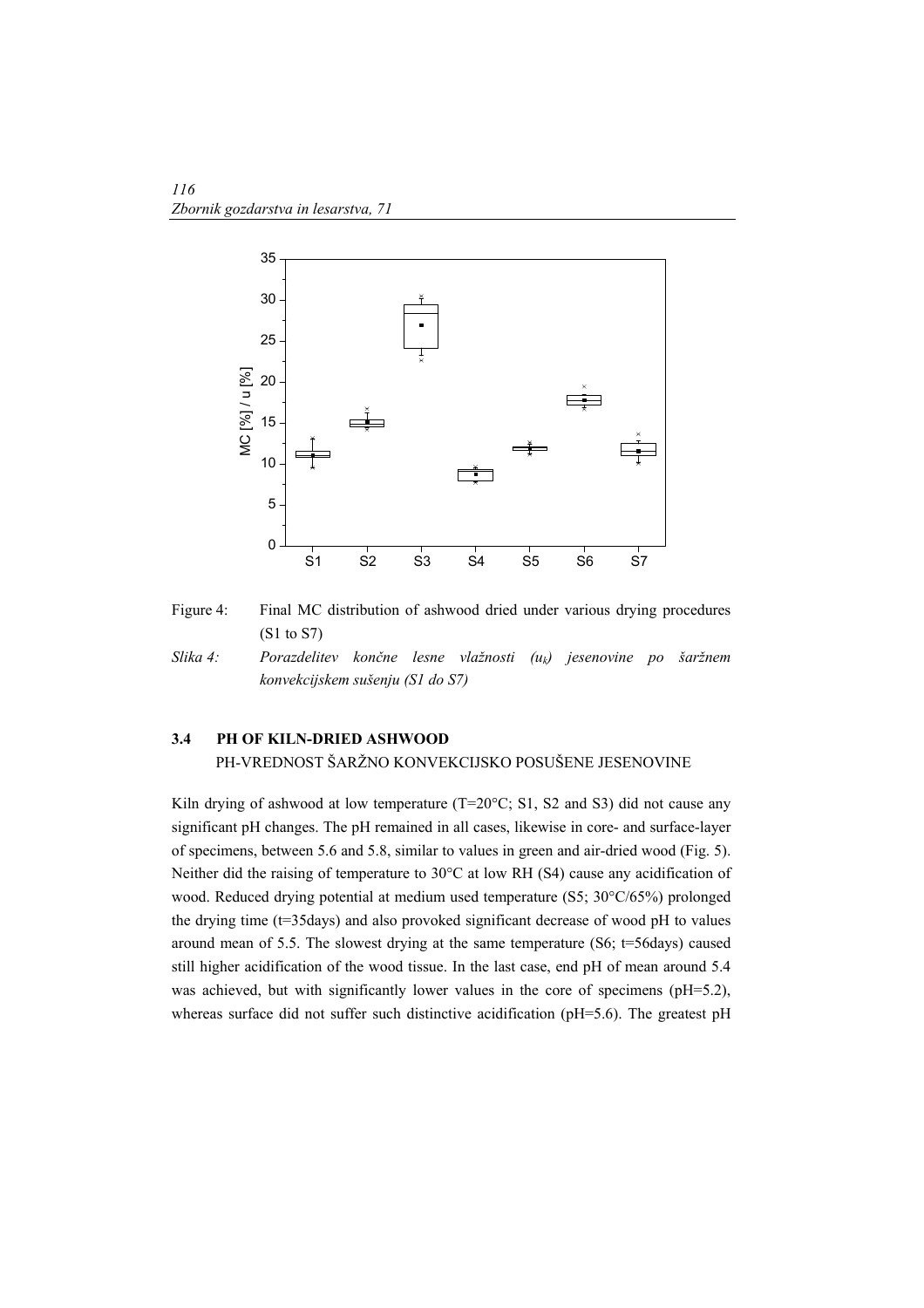35
30
25
20
15
10
5
0

MC [%] / u [%]

S1 S2 S3 S4 S5 S6 S7

Figure 4: Final MC distribution of ashwood dried under various drying procedures (S1 to S7)

*Slika 4: Porazdelitev končne lesne vlažnosti ($u_k$) jesenovine po šaržnem konvekcijskem sušenju (S1 do S7)*

### 3.4 PH OF KILN-DRIED ASHWOOD

PH-VREDNOST ŠARŽNO KONVEKCIJSKO POSUŠENE JESENOVINE

Kiln drying of ashwood at low temperature (T=20°C; S1, S2 and S3) did not cause any significant pH changes. The pH remained in all cases, likewise in core- and surface-layer of specimens, between 5.6 and 5.8, similar to values in green and air-dried wood (Fig. 5). Neither did the raising of temperature to 30°C at low RH (S4) cause any acidification of wood. Reduced drying potential at medium used temperature (S5; 30°C/65%) prolonged the drying time (t=35days) and also provoked significant decrease of wood pH to values around mean of 5.5. The slowest drying at the same temperature (S6; t=56days) caused still higher acidification of the wood tissue. In the last case, end pH of mean around 5.4 was achieved, but with significantly lower values in the core of specimens (pH=5.2), whereas surface did not suffer such distinctive acidification (pH=5.6). The greatest pH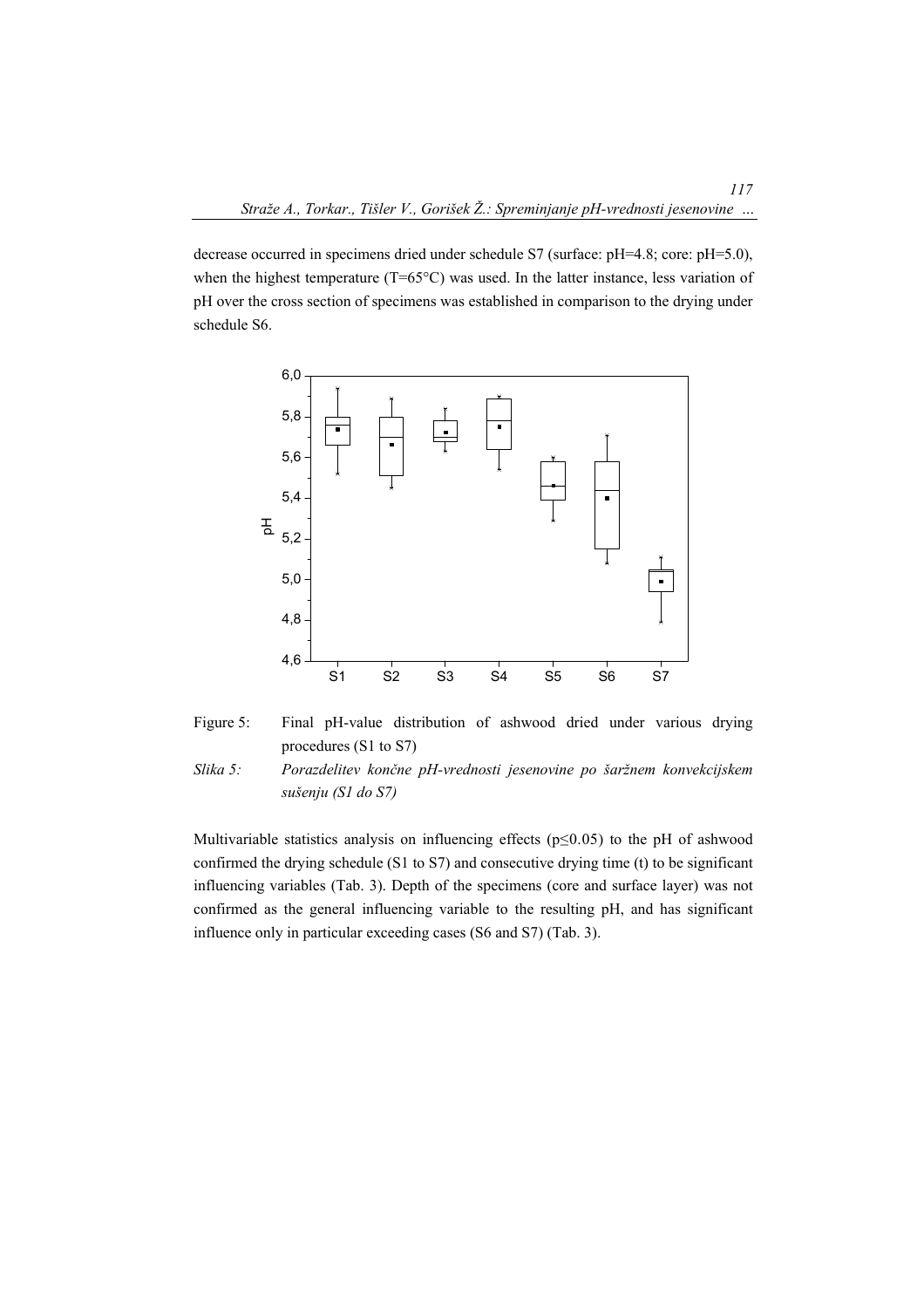decrease occurred in specimens dried under schedule S7 (surface: pH=4.8; core: pH=5.0), when the highest temperature (T=65°C) was used. In the latter instance, less variation of pH over the cross section of specimens was established in comparison to the drying under schedule S6.

6,0
5,8
5,6
5,4
5,2
5,0
4,8
4,6
pH
S1 S2 S3 S4 S5 S6 S7

Figure 5: Final pH-value distribution of ashwood dried under various drying procedures (S1 to S7)

*Slika 5: Porazdelitev končne pH-vrednosti jesenovine po šaržnem konvekcijskem sušenju (S1 do S7)*

Multivariable statistics analysis on influencing effects ($p \leq 0.05$) to the pH of ashwood confirmed the drying schedule (S1 to S7) and consecutive drying time (t) to be significant influencing variables (Tab. 3). Depth of the specimens (core and surface layer) was not confirmed as the general influencing variable to the resulting pH, and has significant influence only in particular exceeding cases (S6 and S7) (Tab. 3).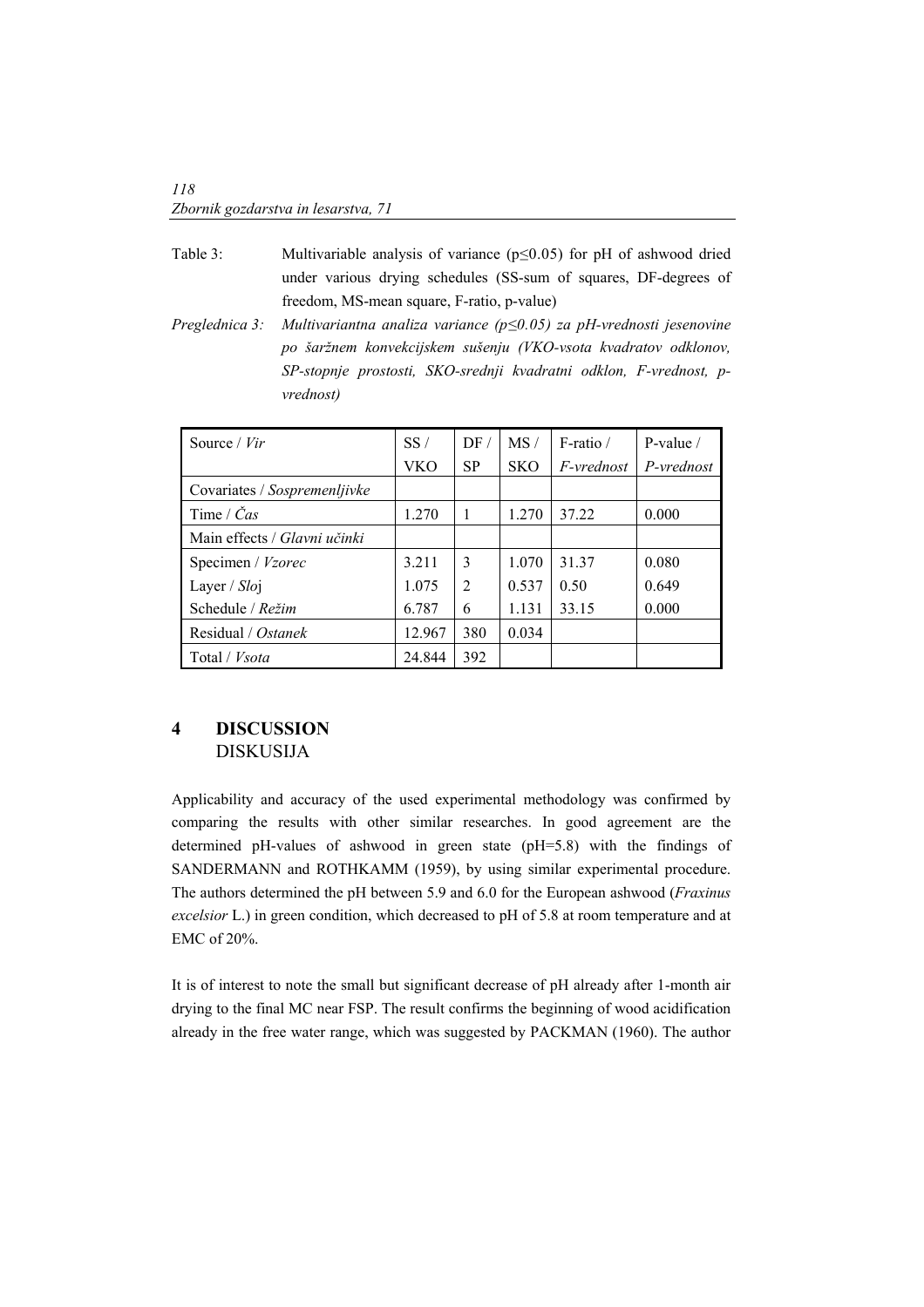Table 3: Multivariable analysis of variance ($p \leq 0.05$) for pH of ashwood dried under various drying schedules (SS-sum of squares, DF-degrees of freedom, MS-mean square, F-ratio, p-value)

*Preglednica 3: Multivariantna analiza variance ($p \leq 0.05$) za pH-vrednosti jesenovine po šaržnem konvekcijskem sušenju (VKO-vsota kvadratov odklonov, SP-stopnje prostosti, SKO-srednji kvadratni odklon, F-vrednost, p-vrednost)*

| Source / *Vir* | SS / VKO | DF / SP | MS / SKO | F-ratio / *F-vrednost* | P-value / *P-vrednost* |
|---|---|---|---|---|---|
| Covariates / *Sospremenljivke* | | | | | |
| Time / *Čas* | 1.270 | 1 | 1.270 | 37.22 | 0.000 |
| Main effects / *Glavni učinki* | | | | | |
| Specimen / *Vzorec* | 3.211 | 3 | 1.070 | 31.37 | 0.080 |
| Layer / *Sloj* | 1.075 | 2 | 0.537 | 0.50 | 0.649 |
| Schedule / *Režim* | 6.787 | 6 | 1.131 | 33.15 | 0.000 |
| Residual / *Ostanek* | 12.967 | 380 | 0.034 | | |
| Total / *Vsota* | 24.844 | 392 | | | |

# 4 DISCUSSION
DISKUSIJA

Applicability and accuracy of the used experimental methodology was confirmed by comparing the results with other similar researches. In good agreement are the determined pH-values of ashwood in green state (pH=5.8) with the findings of SANDERMANN and ROTHKAMM (1959), by using similar experimental procedure. The authors determined the pH between 5.9 and 6.0 for the European ashwood (*Fraxinus excelsior* L.) in green condition, which decreased to pH of 5.8 at room temperature and at EMC of 20%.

It is of interest to note the small but significant decrease of pH already after 1-month air drying to the final MC near FSP. The result confirms the beginning of wood acidification already in the free water range, which was suggested by PACKMAN (1960). The author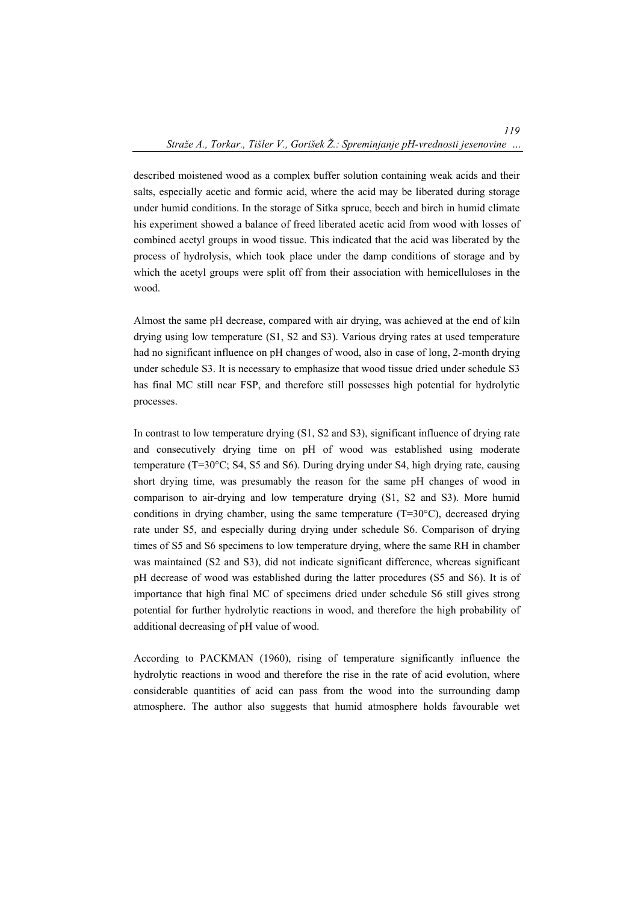described moistened wood as a complex buffer solution containing weak acids and their salts, especially acetic and formic acid, where the acid may be liberated during storage under humid conditions. In the storage of Sitka spruce, beech and birch in humid climate his experiment showed a balance of freed liberated acetic acid from wood with losses of combined acetyl groups in wood tissue. This indicated that the acid was liberated by the process of hydrolysis, which took place under the damp conditions of storage and by which the acetyl groups were split off from their association with hemicelluloses in the wood.

Almost the same pH decrease, compared with air drying, was achieved at the end of kiln drying using low temperature (S1, S2 and S3). Various drying rates at used temperature had no significant influence on pH changes of wood, also in case of long, 2-month drying under schedule S3. It is necessary to emphasize that wood tissue dried under schedule S3 has final MC still near FSP, and therefore still possesses high potential for hydrolytic processes.

In contrast to low temperature drying (S1, S2 and S3), significant influence of drying rate and consecutively drying time on pH of wood was established using moderate temperature (T=30°C; S4, S5 and S6). During drying under S4, high drying rate, causing short drying time, was presumably the reason for the same pH changes of wood in comparison to air-drying and low temperature drying (S1, S2 and S3). More humid conditions in drying chamber, using the same temperature (T=30°C), decreased drying rate under S5, and especially during drying under schedule S6. Comparison of drying times of S5 and S6 specimens to low temperature drying, where the same RH in chamber was maintained (S2 and S3), did not indicate significant difference, whereas significant pH decrease of wood was established during the latter procedures (S5 and S6). It is of importance that high final MC of specimens dried under schedule S6 still gives strong potential for further hydrolytic reactions in wood, and therefore the high probability of additional decreasing of pH value of wood.

According to PACKMAN (1960), rising of temperature significantly influence the hydrolytic reactions in wood and therefore the rise in the rate of acid evolution, where considerable quantities of acid can pass from the wood into the surrounding damp atmosphere. The author also suggests that humid atmosphere holds favourable wet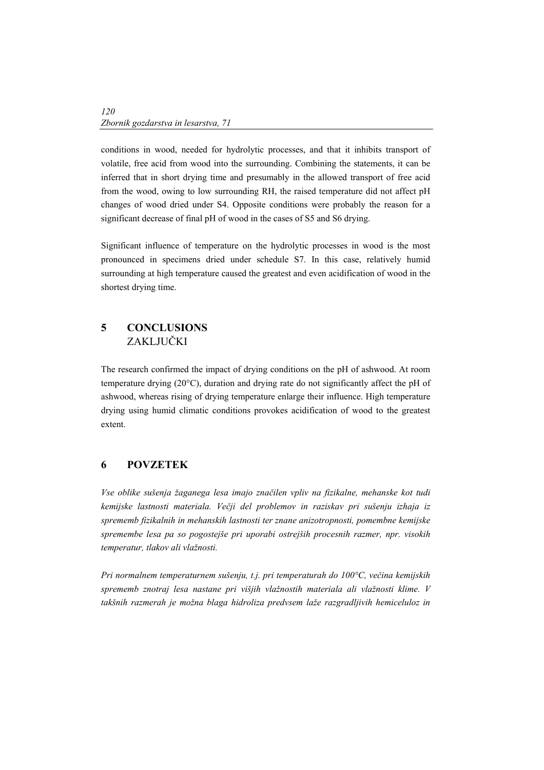conditions in wood, needed for hydrolytic processes, and that it inhibits transport of volatile, free acid from wood into the surrounding. Combining the statements, it can be inferred that in short drying time and presumably in the allowed transport of free acid from the wood, owing to low surrounding RH, the raised temperature did not affect pH changes of wood dried under S4. Opposite conditions were probably the reason for a significant decrease of final pH of wood in the cases of S5 and S6 drying.

Significant influence of temperature on the hydrolytic processes in wood is the most pronounced in specimens dried under schedule S7. In this case, relatively humid surrounding at high temperature caused the greatest and even acidification of wood in the shortest drying time.

## 5 CONCLUSIONS
ZAKLJUČKI

The research confirmed the impact of drying conditions on the pH of ashwood. At room temperature drying (20°C), duration and drying rate do not significantly affect the pH of ashwood, whereas rising of drying temperature enlarge their influence. High temperature drying using humid climatic conditions provokes acidification of wood to the greatest extent.

## 6 POVZETEK

*Vse oblike sušenja žaganega lesa imajo značilen vpliv na fizikalne, mehanske kot tudi kemijske lastnosti materiala. Večji del problemov in raziskav pri sušenju izhaja iz sprememb fizikalnih in mehanskih lastnosti ter znane anizotropnosti, pomembne kemijske spremembe lesa pa so pogostejše pri uporabi ostrejših procesnih razmer, npr. visokih temperatur, tlakov ali vlažnosti.*

*Pri normalnem temperaturnem sušenju, t.j. pri temperaturah do 100°C, večina kemijskih sprememb znotraj lesa nastane pri višjih vlažnostih materiala ali vlažnosti klime. V takšnih razmerah je možna blaga hidroliza predvsem laže razgradljivih hemiceluloz in*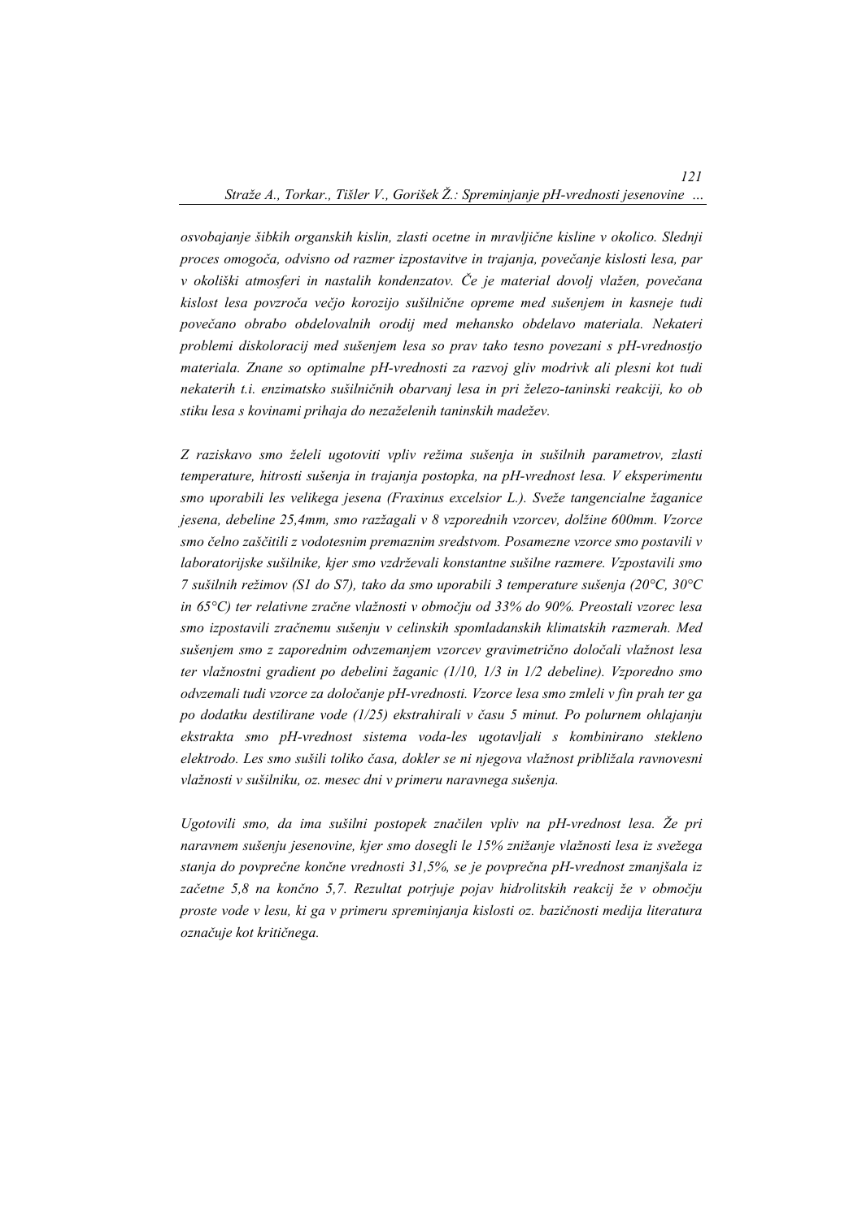*osvobajanje šibkih organskih kislin, zlasti ocetne in mravljične kisline v okolico. Slednji proces omogoča, odvisno od razmer izpostavitve in trajanja, povečanje kislosti lesa, par v okoliški atmosferi in nastalih kondenzatov. Če je material dovolj vlažen, povečana kislost lesa povzroča večjo korozijo sušilnične opreme med sušenjem in kasneje tudi povečano obrabo obdelovalnih orodij med mehansko obdelavo materiala. Nekateri problemi diskoloracij med sušenjem lesa so prav tako tesno povezani s pH-vrednostjo materiala. Znane so optimalne pH-vrednosti za razvoj gliv modrivk ali plesni kot tudi nekaterih t.i. enzimatsko sušilničnih obarvanj lesa in pri železo-taninski reakciji, ko ob stiku lesa s kovinami prihaja do nezaželenih taninskih madežev.*

*Z raziskavo smo želeli ugotoviti vpliv režima sušenja in sušilnih parametrov, zlasti temperature, hitrosti sušenja in trajanja postopka, na pH-vrednost lesa. V eksperimentu smo uporabili les velikega jesena (Fraxinus excelsior L.). Sveže tangencialne žaganice jesena, debeline 25,4mm, smo razžagali v 8 vzporednih vzorcev, dolžine 600mm. Vzorce smo čelno zaščitili z vodotesnim premaznim sredstvom. Posamezne vzorce smo postavili v laboratorijske sušilnike, kjer smo vzdrževali konstantne sušilne razmere. Vzpostavili smo 7 sušilnih režimov (S1 do S7), tako da smo uporabili 3 temperature sušenja (20°C, 30°C in 65°C) ter relativne zračne vlažnosti v območju od 33% do 90%. Preostali vzorec lesa smo izpostavili zračnemu sušenju v celinskih spomladanskih klimatskih razmerah. Med sušenjem smo z zaporednim odvzemanjem vzorcev gravimetrično določali vlažnost lesa ter vlažnostni gradient po debelini žaganic (1/10, 1/3 in 1/2 debeline). Vzporedno smo odvzemali tudi vzorce za določanje pH-vrednosti. Vzorce lesa smo zmleli v fin prah ter ga po dodatku destilirane vode (1/25) ekstrahirali v času 5 minut. Po polurnem ohlajanju ekstrakta smo pH-vrednost sistema voda-les ugotavljali s kombinirano stekleno elektrodo. Les smo sušili toliko časa, dokler se ni njegova vlažnost približala ravnovesni vlažnosti v sušilniku, oz. mesec dni v primeru naravnega sušenja.*

*Ugotovili smo, da ima sušilni postopek značilen vpliv na pH-vrednost lesa. Že pri naravnem sušenju jesenovine, kjer smo dosegli le 15% znižanje vlažnosti lesa iz svežega stanja do povprečne končne vrednosti 31,5%, se je povprečna pH-vrednost zmanjšala iz začetne 5,8 na končno 5,7. Rezultat potrjuje pojav hidrolitskih reakcij že v območju proste vode v lesu, ki ga v primeru spreminjanja kislosti oz. bazičnosti medija literatura označuje kot kritičnega.*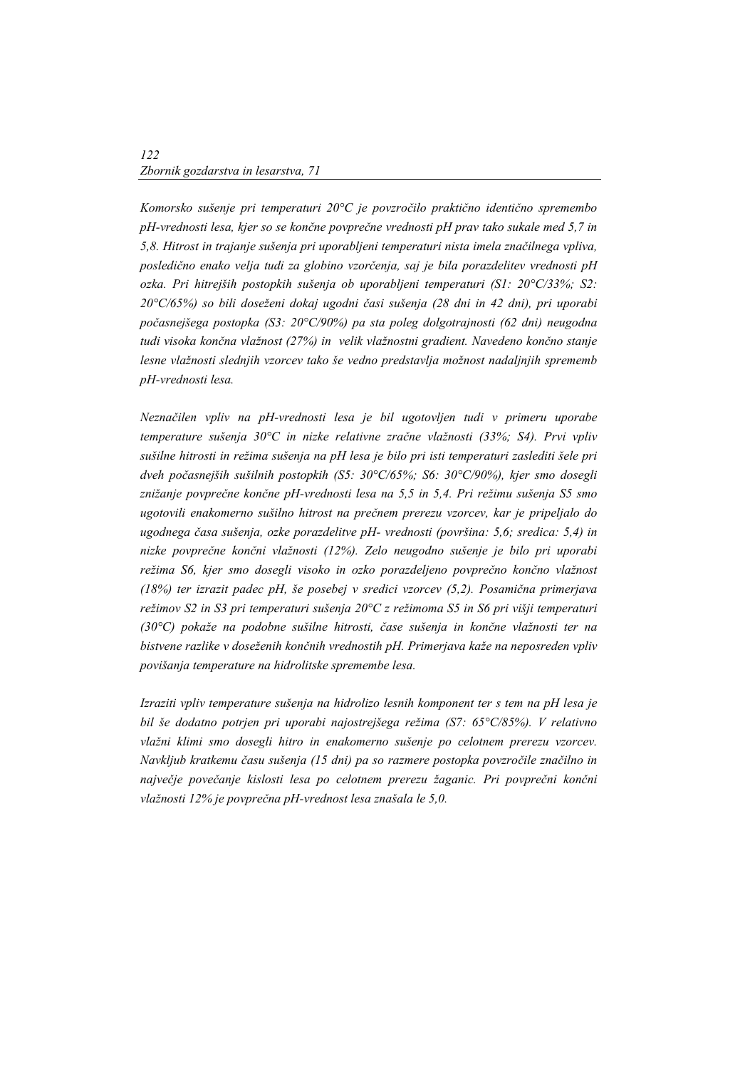*Komorsko sušenje pri temperaturi 20°C je povzročilo praktično identično spremembo pH-vrednosti lesa, kjer so se končne povprečne vrednosti pH prav tako sukale med 5,7 in 5,8. Hitrost in trajanje sušenja pri uporabljeni temperaturi nista imela značilnega vpliva, posledično enako velja tudi za globino vzorčenja, saj je bila porazdelitev vrednosti pH ozka. Pri hitrejših postopkih sušenja ob uporabljeni temperaturi (S1: 20°C/33%; S2: 20°C/65%) so bili doseženi dokaj ugodni časi sušenja (28 dni in 42 dni), pri uporabi počasnejšega postopka (S3: 20°C/90%) pa sta poleg dolgotrajnosti (62 dni) neugodna tudi visoka končna vlažnost (27%) in velik vlažnostni gradient. Navedeno končno stanje lesne vlažnosti slednjih vzorcev tako še vedno predstavlja možnost nadaljnjih sprememb pH-vrednosti lesa.*

*Neznačilen vpliv na pH-vrednosti lesa je bil ugotovljen tudi v primeru uporabe temperature sušenja 30°C in nizke relativne zračne vlažnosti (33%; S4). Prvi vpliv sušilne hitrosti in režima sušenja na pH lesa je bilo pri isti temperaturi zaslediti šele pri dveh počasnejših sušilnih postopkih (S5: 30°C/65%; S6: 30°C/90%), kjer smo dosegli znižanje povprečne končne pH-vrednosti lesa na 5,5 in 5,4. Pri režimu sušenja S5 smo ugotovili enakomerno sušilno hitrost na prečnem prerezu vzorcev, kar je pripeljalo do ugodnega časa sušenja, ozke porazdelitve pH- vrednosti (površina: 5,6; sredica: 5,4) in nizke povprečne končni vlažnosti (12%). Zelo neugodno sušenje je bilo pri uporabi režima S6, kjer smo dosegli visoko in ozko porazdeljeno povprečno končno vlažnost (18%) ter izrazit padec pH, še posebej v sredici vzorcev (5,2). Posamična primerjava režimov S2 in S3 pri temperaturi sušenja 20°C z režimoma S5 in S6 pri višji temperaturi (30°C) pokaže na podobne sušilne hitrosti, čase sušenja in končne vlažnosti ter na bistvene razlike v doseženih končnih vrednostih pH. Primerjava kaže na neposreden vpliv povišanja temperature na hidrolitske spremembe lesa.*

*Izraziti vpliv temperature sušenja na hidrolizo lesnih komponent ter s tem na pH lesa je bil še dodatno potrjen pri uporabi najostrejšega režima (S7: 65°C/85%). V relativno vlažni klimi smo dosegli hitro in enakomerno sušenje po celotnem prerezu vzorcev. Navkljub kratkemu času sušenja (15 dni) pa so razmere postopka povzročile značilno in največje povečanje kislosti lesa po celotnem prerezu žaganic. Pri povprečni končni vlažnosti 12% je povprečna pH-vrednost lesa znašala le 5,0.*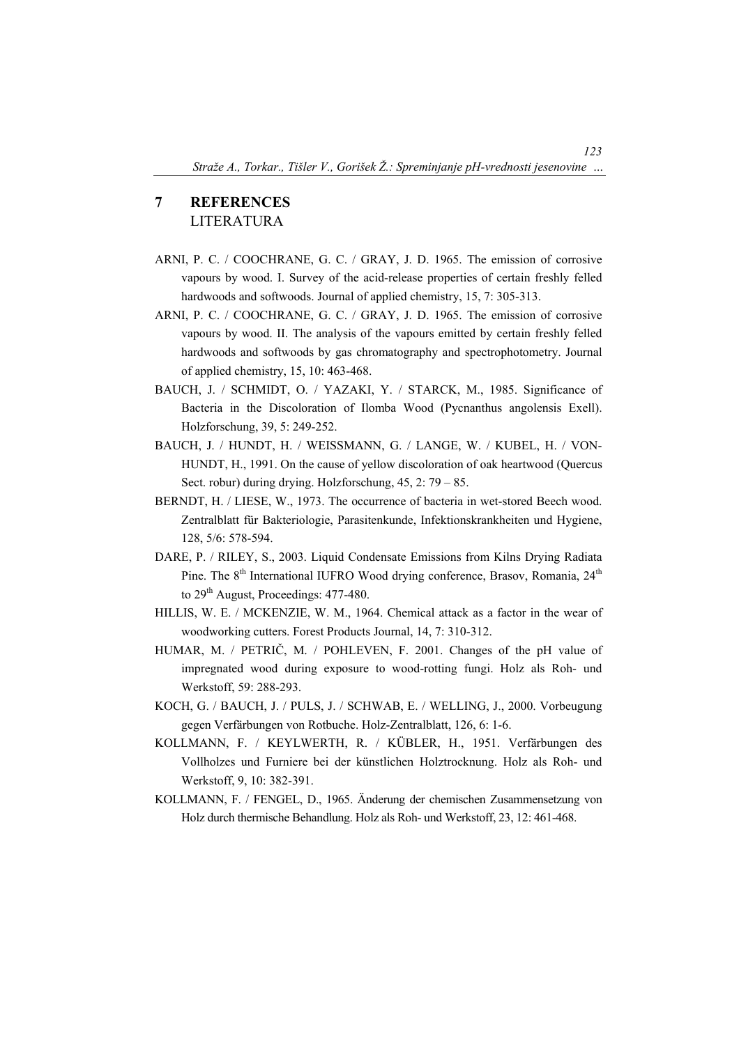## 7 REFERENCES
LITERATURA

ARNI, P. C. / COOCHRANE, G. C. / GRAY, J. D. 1965. The emission of corrosive vapours by wood. I. Survey of the acid-release properties of certain freshly felled hardwoods and softwoods. Journal of applied chemistry, 15, 7: 305-313.

ARNI, P. C. / COOCHRANE, G. C. / GRAY, J. D. 1965. The emission of corrosive vapours by wood. II. The analysis of the vapours emitted by certain freshly felled hardwoods and softwoods by gas chromatography and spectrophotometry. Journal of applied chemistry, 15, 10: 463-468.

BAUCH, J. / SCHMIDT, O. / YAZAKI, Y. / STARCK, M., 1985. Significance of Bacteria in the Discoloration of Ilomba Wood (Pycnanthus angolensis Exell). Holzforschung, 39, 5: 249-252.

BAUCH, J. / HUNDT, H. / WEISSMANN, G. / LANGE, W. / KUBEL, H. / VON-HUNDT, H., 1991. On the cause of yellow discoloration of oak heartwood (Quercus Sect. robur) during drying. Holzforschung, 45, 2: 79 – 85.

BERNDT, H. / LIESE, W., 1973. The occurrence of bacteria in wet-stored Beech wood. Zentralblatt für Bakteriologie, Parasitenkunde, Infektionskrankheiten und Hygiene, 128, 5/6: 578-594.

DARE, P. / RILEY, S., 2003. Liquid Condensate Emissions from Kilns Drying Radiata Pine. The 8th International IUFRO Wood drying conference, Brasov, Romania, 24th to 29th August, Proceedings: 477-480.

HILLIS, W. E. / MCKENZIE, W. M., 1964. Chemical attack as a factor in the wear of woodworking cutters. Forest Products Journal, 14, 7: 310-312.

HUMAR, M. / PETRIČ, M. / POHLEVEN, F. 2001. Changes of the pH value of impregnated wood during exposure to wood-rotting fungi. Holz als Roh- und Werkstoff, 59: 288-293.

KOCH, G. / BAUCH, J. / PULS, J. / SCHWAB, E. / WELLING, J., 2000. Vorbeugung gegen Verfärbungen von Rotbuche. Holz-Zentralblatt, 126, 6: 1-6.

KOLLMANN, F. / KEYLWERTH, R. / KÜBLER, H., 1951. Verfärbungen des Vollholzes und Furniere bei der künstlichen Holztrocknung. Holz als Roh- und Werkstoff, 9, 10: 382-391.

KOLLMANN, F. / FENGEL, D., 1965. Änderung der chemischen Zusammensetzung von Holz durch thermische Behandlung. Holz als Roh- und Werkstoff, 23, 12: 461-468.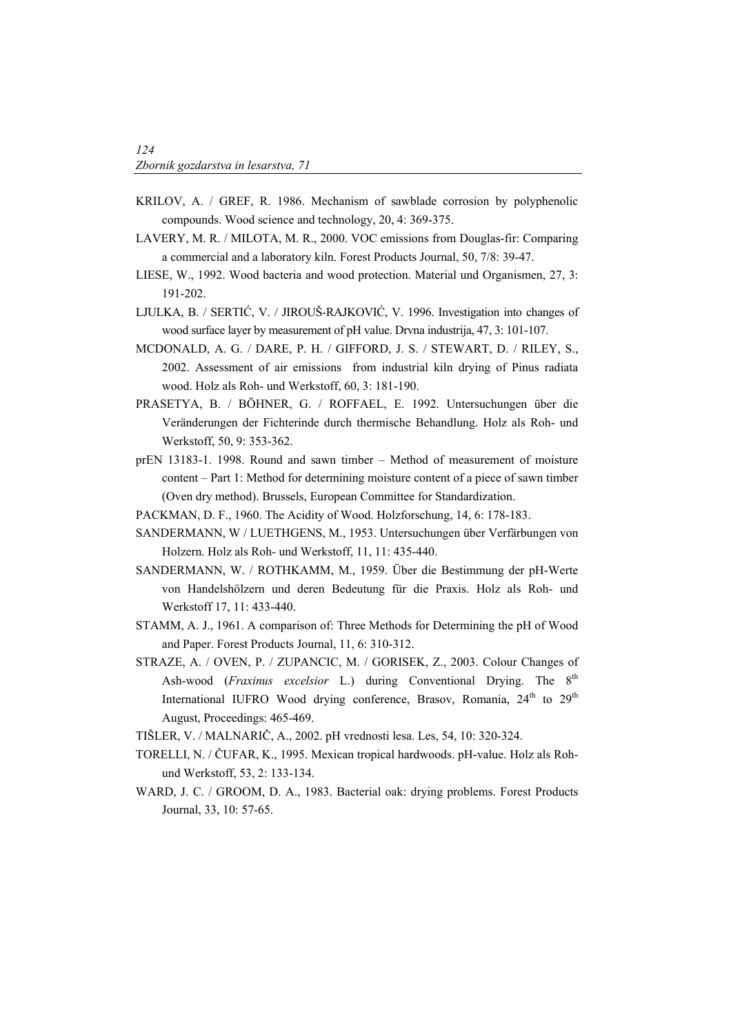KRILOV, A. / GREF, R. 1986. Mechanism of sawblade corrosion by polyphenolic compounds. Wood science and technology, 20, 4: 369-375.

LAVERY, M. R. / MILOTA, M. R., 2000. VOC emissions from Douglas-fir: Comparing a commercial and a laboratory kiln. Forest Products Journal, 50, 7/8: 39-47.

LIESE, W., 1992. Wood bacteria and wood protection. Material und Organismen, 27, 3: 191-202.

LJULKA, B. / SERTIĆ, V. / JIROUŠ-RAJKOVIĆ, V. 1996. Investigation into changes of wood surface layer by measurement of pH value. Drvna industrija, 47, 3: 101-107.

MCDONALD, A. G. / DARE, P. H. / GIFFORD, J. S. / STEWART, D. / RILEY, S., 2002. Assessment of air emissions from industrial kiln drying of Pinus radiata wood. Holz als Roh- und Werkstoff, 60, 3: 181-190.

PRASETYA, B. / BÖHNER, G. / ROFFAEL, E. 1992. Untersuchungen über die Veränderungen der Fichterinde durch thermische Behandlung. Holz als Roh- und Werkstoff, 50, 9: 353-362.

prEN 13183-1. 1998. Round and sawn timber – Method of measurement of moisture content – Part 1: Method for determining moisture content of a piece of sawn timber (Oven dry method). Brussels, European Committee for Standardization.

PACKMAN, D. F., 1960. The Acidity of Wood. Holzforschung, 14, 6: 178-183.

SANDERMANN, W / LUETHGENS, M., 1953. Untersuchungen über Verfärbungen von Holzern. Holz als Roh- und Werkstoff, 11, 11: 435-440.

SANDERMANN, W. / ROTHKAMM, M., 1959. Über die Bestimmung der pH-Werte von Handelshölzern und deren Bedeutung für die Praxis. Holz als Roh- und Werkstoff 17, 11: 433-440.

STAMM, A. J., 1961. A comparison of: Three Methods for Determining the pH of Wood and Paper. Forest Products Journal, 11, 6: 310-312.

STRAZE, A. / OVEN, P. / ZUPANCIC, M. / GORISEK, Z., 2003. Colour Changes of Ash-wood (*Fraxinus excelsior* L.) during Conventional Drying. The 8th International IUFRO Wood drying conference, Brasov, Romania, 24th to 29th August, Proceedings: 465-469.

TIŠLER, V. / MALNARIČ, A., 2002. pH vrednosti lesa. Les, 54, 10: 320-324.

TORELLI, N. / ČUFAR, K., 1995. Mexican tropical hardwoods. pH-value. Holz als Roh- und Werkstoff, 53, 2: 133-134.

WARD, J. C. / GROOM, D. A., 1983. Bacterial oak: drying problems. Forest Products Journal, 33, 10: 57-65.